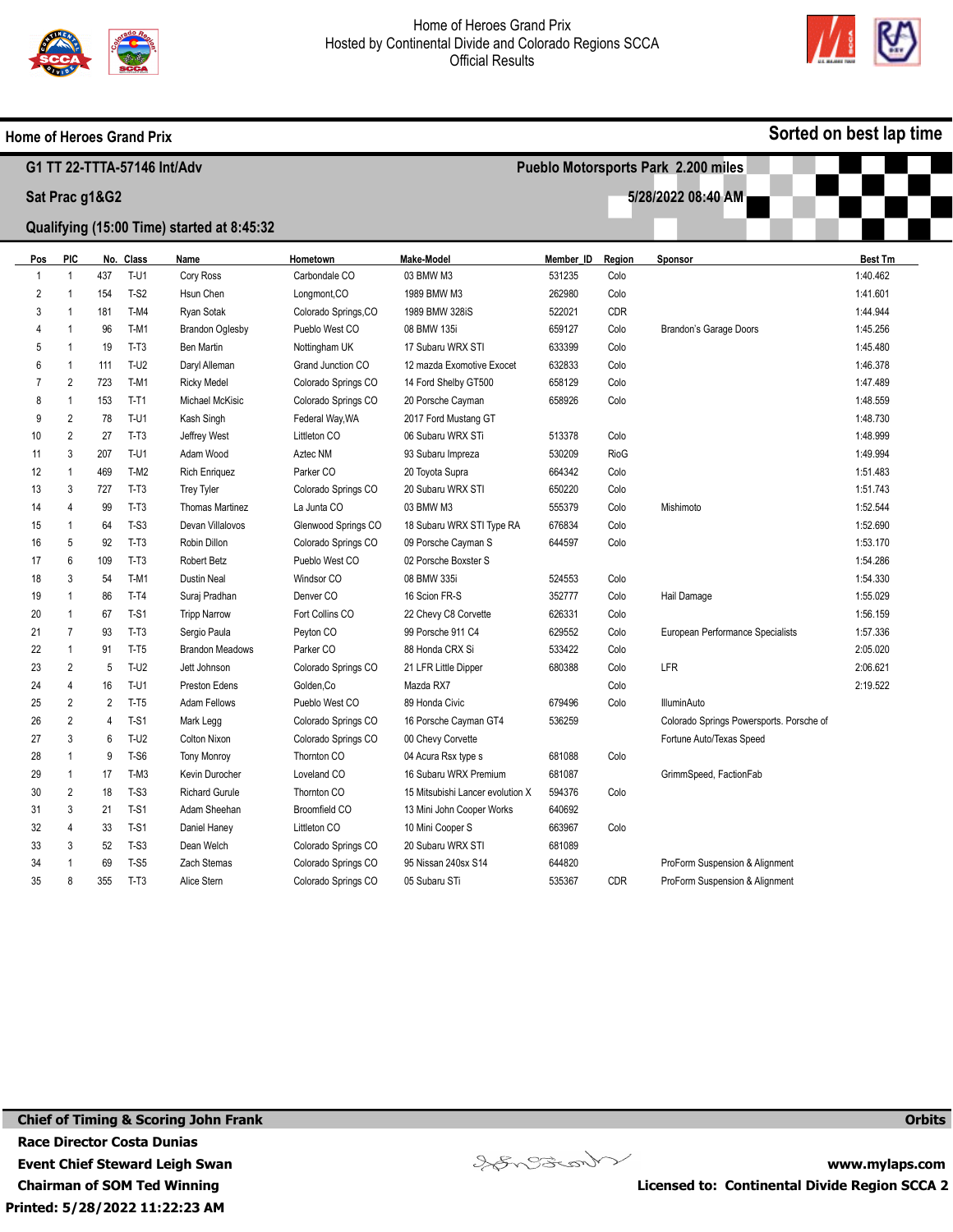Home of Heroes Grand Prix
Hosted by Continental Divide and Colorado Regions SCCA
Official Results

## Home of Heroes Grand Prix

**Sorted on best lap time**

**G1 TT 22-TTTA-57146 Int/Adv** — **Pueblo Motorsports Park 2.200 miles**

**Sat Prac g1&G2** — **5/28/2022 08:40 AM**

**Qualifying (15:00 Time) started at 8:45:32**

| Pos | PIC | No. | Class | Name | Hometown | Make-Model | Member_ID | Region | Sponsor | Best Tm |
|---|---|---|---|---|---|---|---|---|---|---|
| 1 | 1 | 437 | T-U1 | Cory Ross | Carbondale CO | 03 BMW M3 | 531235 | Colo | | 1:40.462 |
| 2 | 1 | 154 | T-S2 | Hsun Chen | Longmont,CO | 1989 BMW M3 | 262980 | Colo | | 1:41.601 |
| 3 | 1 | 181 | T-M4 | Ryan Sotak | Colorado Springs,CO | 1989 BMW 328iS | 522021 | CDR | | 1:44.944 |
| 4 | 1 | 96 | T-M1 | Brandon Oglesby | Pueblo West CO | 08 BMW 135i | 659127 | Colo | Brandon's Garage Doors | 1:45.256 |
| 5 | 1 | 19 | T-T3 | Ben Martin | Nottingham UK | 17 Subaru WRX STI | 633399 | Colo | | 1:45.480 |
| 6 | 1 | 111 | T-U2 | Daryl Alleman | Grand Junction CO | 12 mazda Exomotive Exocet | 632833 | Colo | | 1:46.378 |
| 7 | 2 | 723 | T-M1 | Ricky Medel | Colorado Springs CO | 14 Ford Shelby GT500 | 658129 | Colo | | 1:47.489 |
| 8 | 1 | 153 | T-T1 | Michael McKisic | Colorado Springs CO | 20 Porsche Cayman | 658926 | Colo | | 1:48.559 |
| 9 | 2 | 78 | T-U1 | Kash Singh | Federal Way,WA | 2017 Ford Mustang GT | | | | 1:48.730 |
| 10 | 2 | 27 | T-T3 | Jeffrey West | Littleton CO | 06 Subaru WRX STi | 513378 | Colo | | 1:48.999 |
| 11 | 3 | 207 | T-U1 | Adam Wood | Aztec NM | 93 Subaru Impreza | 530209 | RioG | | 1:49.994 |
| 12 | 1 | 469 | T-M2 | Rich Enriquez | Parker CO | 20 Toyota Supra | 664342 | Colo | | 1:51.483 |
| 13 | 3 | 727 | T-T3 | Trey Tyler | Colorado Springs CO | 20 Subaru WRX STI | 650220 | Colo | | 1:51.743 |
| 14 | 4 | 99 | T-T3 | Thomas Martinez | La Junta CO | 03 BMW M3 | 555379 | Colo | Mishimoto | 1:52.544 |
| 15 | 1 | 64 | T-S3 | Devan Villalovos | Glenwood Springs CO | 18 Subaru WRX STI Type RA | 676834 | Colo | | 1:52.690 |
| 16 | 5 | 92 | T-T3 | Robin Dillon | Colorado Springs CO | 09 Porsche Cayman S | 644597 | Colo | | 1:53.170 |
| 17 | 6 | 109 | T-T3 | Robert Betz | Pueblo West CO | 02 Porsche Boxster S | | | | 1:54.286 |
| 18 | 3 | 54 | T-M1 | Dustin Neal | Windsor CO | 08 BMW 335i | 524553 | Colo | | 1:54.330 |
| 19 | 1 | 86 | T-T4 | Suraj Pradhan | Denver CO | 16 Scion FR-S | 352777 | Colo | Hail Damage | 1:55.029 |
| 20 | 1 | 67 | T-S1 | Tripp Narrow | Fort Collins CO | 22 Chevy C8 Corvette | 626331 | Colo | | 1:56.159 |
| 21 | 7 | 93 | T-T3 | Sergio Paula | Peyton CO | 99 Porsche 911 C4 | 629552 | Colo | European Performance Specialists | 1:57.336 |
| 22 | 1 | 91 | T-T5 | Brandon Meadows | Parker CO | 88 Honda CRX Si | 533422 | Colo | | 2:05.020 |
| 23 | 2 | 5 | T-U2 | Jett Johnson | Colorado Springs CO | 21 LFR Little Dipper | 680388 | Colo | LFR | 2:06.621 |
| 24 | 4 | 16 | T-U1 | Preston Edens | Golden,Co | Mazda RX7 | | Colo | | 2:19.522 |
| 25 | 2 | 2 | T-T5 | Adam Fellows | Pueblo West CO | 89 Honda Civic | 679496 | Colo | IlluminAuto | |
| 26 | 2 | 4 | T-S1 | Mark Legg | Colorado Springs CO | 16 Porsche Cayman GT4 | 536259 | | Colorado Springs Powersports. Porsche of | |
| 27 | 3 | 6 | T-U2 | Colton Nixon | Colorado Springs CO | 00 Chevy Corvette | | | Fortune Auto/Texas Speed | |
| 28 | 1 | 9 | T-S6 | Tony Monroy | Thornton CO | 04 Acura Rsx type s | 681088 | Colo | | |
| 29 | 1 | 17 | T-M3 | Kevin Durocher | Loveland CO | 16 Subaru WRX Premium | 681087 | | GrimmSpeed, FactionFab | |
| 30 | 2 | 18 | T-S3 | Richard Gurule | Thornton CO | 15 Mitsubishi Lancer evolution X | 594376 | Colo | | |
| 31 | 3 | 21 | T-S1 | Adam Sheehan | Broomfield CO | 13 Mini John Cooper Works | 640692 | | | |
| 32 | 4 | 33 | T-S1 | Daniel Haney | Littleton CO | 10 Mini Cooper S | 663967 | Colo | | |
| 33 | 3 | 52 | T-S3 | Dean Welch | Colorado Springs CO | 20 Subaru WRX STI | 681089 | | | |
| 34 | 1 | 69 | T-S5 | Zach Stemas | Colorado Springs CO | 95 Nissan 240sx S14 | 644820 | | ProForm Suspension & Alignment | |
| 35 | 8 | 355 | T-T3 | Alice Stern | Colorado Springs CO | 05 Subaru STi | 535367 | CDR | ProForm Suspension & Alignment | |

**Chief of Timing & Scoring John Frank** — **Orbits**

**Race Director Costa Dunias**

**Event Chief Steward Leigh Swan** — **www.mylaps.com**

**Chairman of SOM Ted Winning** — **Licensed to: Continental Divide Region SCCA 2**

**Printed: 5/28/2022 11:22:23 AM**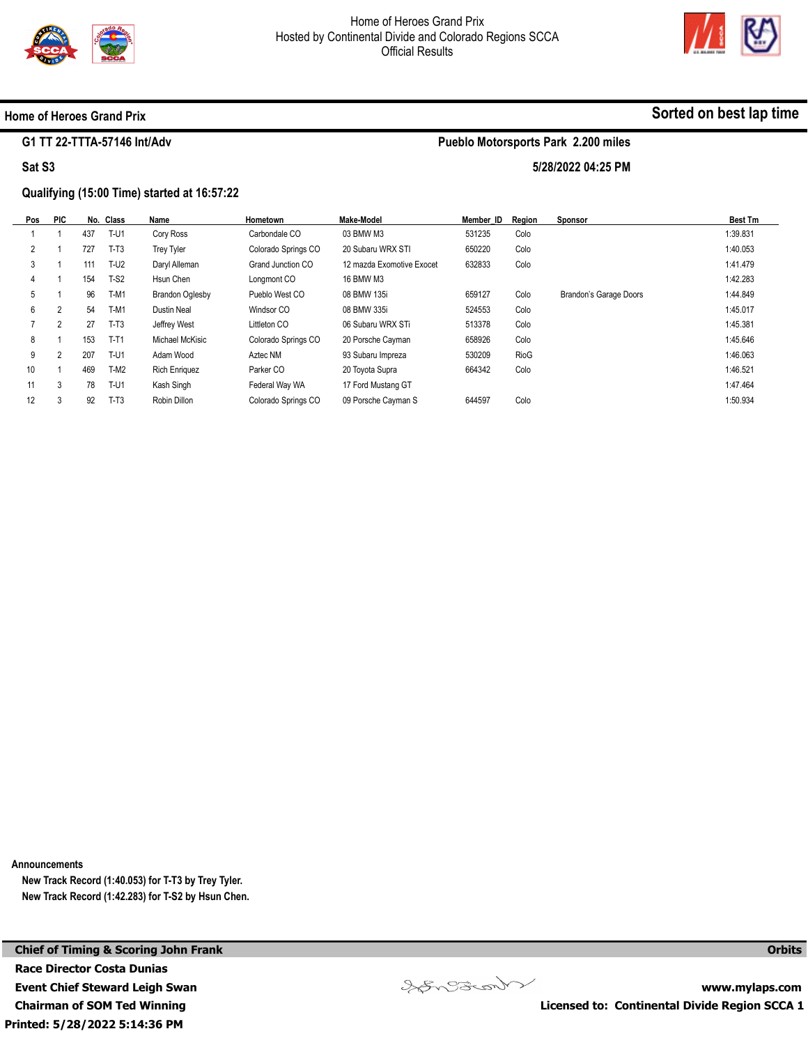Home of Heroes Grand Prix
Hosted by Continental Divide and Colorado Regions SCCA
Official Results

## Home of Heroes Grand Prix

**Sorted on best lap time**

**G1 TT 22-TTTA-57146 Int/Adv** — **Pueblo Motorsports Park 2.200 miles**

**Sat S3** — **5/28/2022 04:25 PM**

**Qualifying (15:00 Time) started at 16:57:22**

| Pos | PIC | No. | Class | Name | Hometown | Make-Model | Member_ID | Region | Sponsor | Best Tm |
|---|---|---|---|---|---|---|---|---|---|---|
| 1 | 1 | 437 | T-U1 | Cory Ross | Carbondale CO | 03 BMW M3 | 531235 | Colo | | 1:39.831 |
| 2 | 1 | 727 | T-T3 | Trey Tyler | Colorado Springs CO | 20 Subaru WRX STI | 650220 | Colo | | 1:40.053 |
| 3 | 1 | 111 | T-U2 | Daryl Alleman | Grand Junction CO | 12 mazda Exomotive Exocet | 632833 | Colo | | 1:41.479 |
| 4 | 1 | 154 | T-S2 | Hsun Chen | Longmont CO | 16 BMW M3 | | | | 1:42.283 |
| 5 | 1 | 96 | T-M1 | Brandon Oglesby | Pueblo West CO | 08 BMW 135i | 659127 | Colo | Brandon's Garage Doors | 1:44.849 |
| 6 | 2 | 54 | T-M1 | Dustin Neal | Windsor CO | 08 BMW 335i | 524553 | Colo | | 1:45.017 |
| 7 | 2 | 27 | T-T3 | Jeffrey West | Littleton CO | 06 Subaru WRX STi | 513378 | Colo | | 1:45.381 |
| 8 | 1 | 153 | T-T1 | Michael McKisic | Colorado Springs CO | 20 Porsche Cayman | 658926 | Colo | | 1:45.646 |
| 9 | 2 | 207 | T-U1 | Adam Wood | Aztec NM | 93 Subaru Impreza | 530209 | RioG | | 1:46.063 |
| 10 | 1 | 469 | T-M2 | Rich Enriquez | Parker CO | 20 Toyota Supra | 664342 | Colo | | 1:46.521 |
| 11 | 3 | 78 | T-U1 | Kash Singh | Federal Way WA | 17 Ford Mustang GT | | | | 1:47.464 |
| 12 | 3 | 92 | T-T3 | Robin Dillon | Colorado Springs CO | 09 Porsche Cayman S | 644597 | Colo | | 1:50.934 |

**Announcements**

New Track Record (1:40.053) for T-T3 by Trey Tyler.
New Track Record (1:42.283) for T-S2 by Hsun Chen.

**Chief of Timing & Scoring John Frank**
**Race Director Costa Dunias**
**Event Chief Steward Leigh Swan**
**Chairman of SOM Ted Winning**
**Printed: 5/28/2022 5:14:36 PM**

**Orbits**
**www.mylaps.com**
**Licensed to: Continental Divide Region SCCA 1**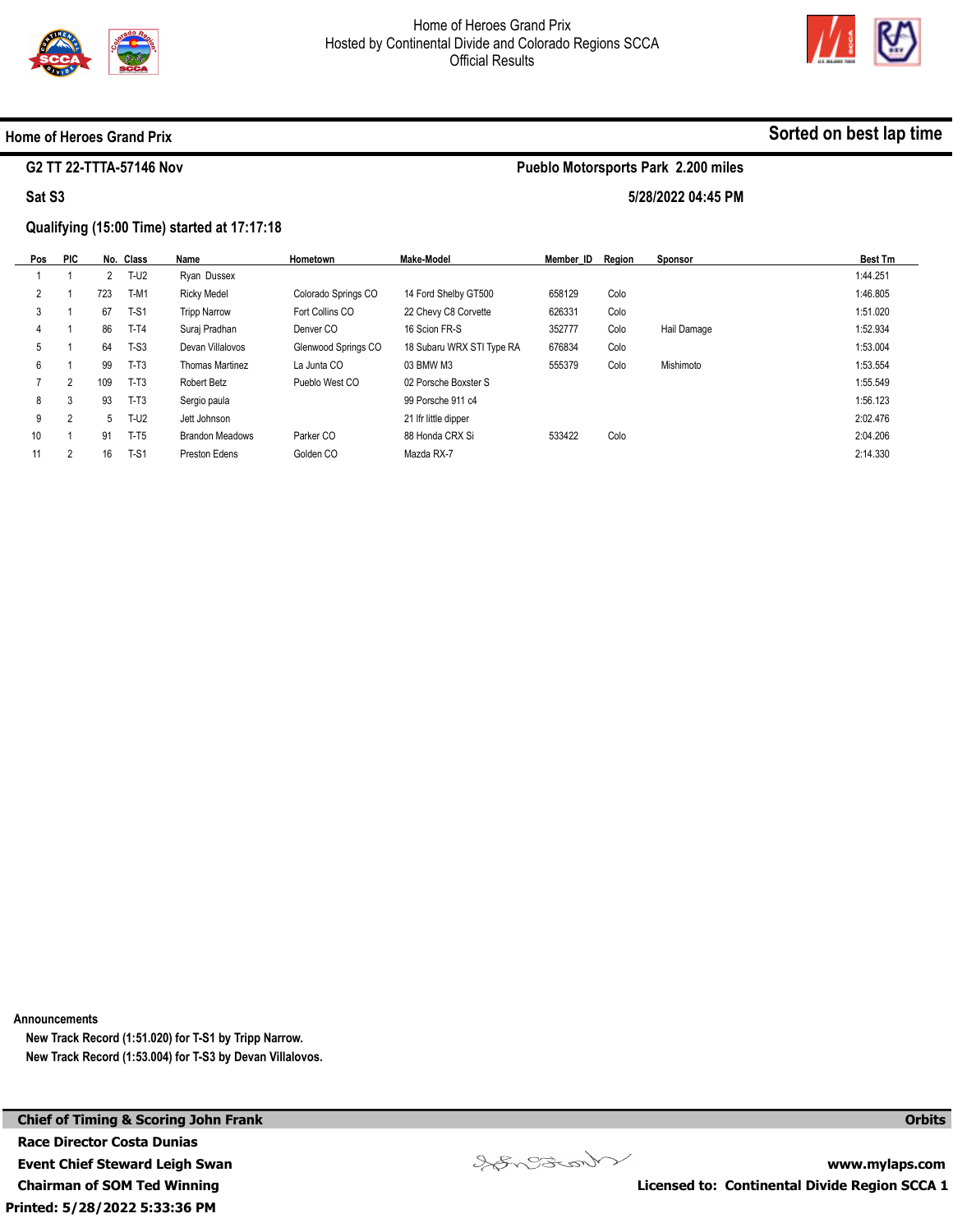Home of Heroes Grand Prix
Hosted by Continental Divide and Colorado Regions SCCA
Official Results

## Home of Heroes Grand Prix

**Sorted on best lap time**

**G2 TT 22-TTTA-57146 Nov** — **Pueblo Motorsports Park 2.200 miles**

**Sat S3** — **5/28/2022 04:45 PM**

**Qualifying (15:00 Time) started at 17:17:18**

| Pos | PIC | No. | Class | Name | Hometown | Make-Model | Member_ID | Region | Sponsor | Best Tm |
|---|---|---|---|---|---|---|---|---|---|---|
| 1 | 1 | 2 | T-U2 | Ryan Dussex | | | | | | 1:44.251 |
| 2 | 1 | 723 | T-M1 | Ricky Medel | Colorado Springs CO | 14 Ford Shelby GT500 | 658129 | Colo | | 1:46.805 |
| 3 | 1 | 67 | T-S1 | Tripp Narrow | Fort Collins CO | 22 Chevy C8 Corvette | 626331 | Colo | | 1:51.020 |
| 4 | 1 | 86 | T-T4 | Suraj Pradhan | Denver CO | 16 Scion FR-S | 352777 | Colo | Hail Damage | 1:52.934 |
| 5 | 1 | 64 | T-S3 | Devan Villalovos | Glenwood Springs CO | 18 Subaru WRX STI Type RA | 676834 | Colo | | 1:53.004 |
| 6 | 1 | 99 | T-T3 | Thomas Martinez | La Junta CO | 03 BMW M3 | 555379 | Colo | Mishimoto | 1:53.554 |
| 7 | 2 | 109 | T-T3 | Robert Betz | Pueblo West CO | 02 Porsche Boxster S | | | | 1:55.549 |
| 8 | 3 | 93 | T-T3 | Sergio paula | | 99 Porsche 911 c4 | | | | 1:56.123 |
| 9 | 2 | 5 | T-U2 | Jett Johnson | | 21 lfr little dipper | | | | 2:02.476 |
| 10 | 1 | 91 | T-T5 | Brandon Meadows | Parker CO | 88 Honda CRX Si | 533422 | Colo | | 2:04.206 |
| 11 | 2 | 16 | T-S1 | Preston Edens | Golden CO | Mazda RX-7 | | | | 2:14.330 |

**Announcements**

**New Track Record (1:51.020) for T-S1 by Tripp Narrow.**
**New Track Record (1:53.004) for T-S3 by Devan Villalovos.**

**Chief of Timing & Scoring John Frank**
**Race Director Costa Dunias**
**Event Chief Steward Leigh Swan**
**Chairman of SOM Ted Winning**
**Printed: 5/28/2022 5:33:36 PM**

**Orbits**
**www.mylaps.com**
**Licensed to: Continental Divide Region SCCA 1**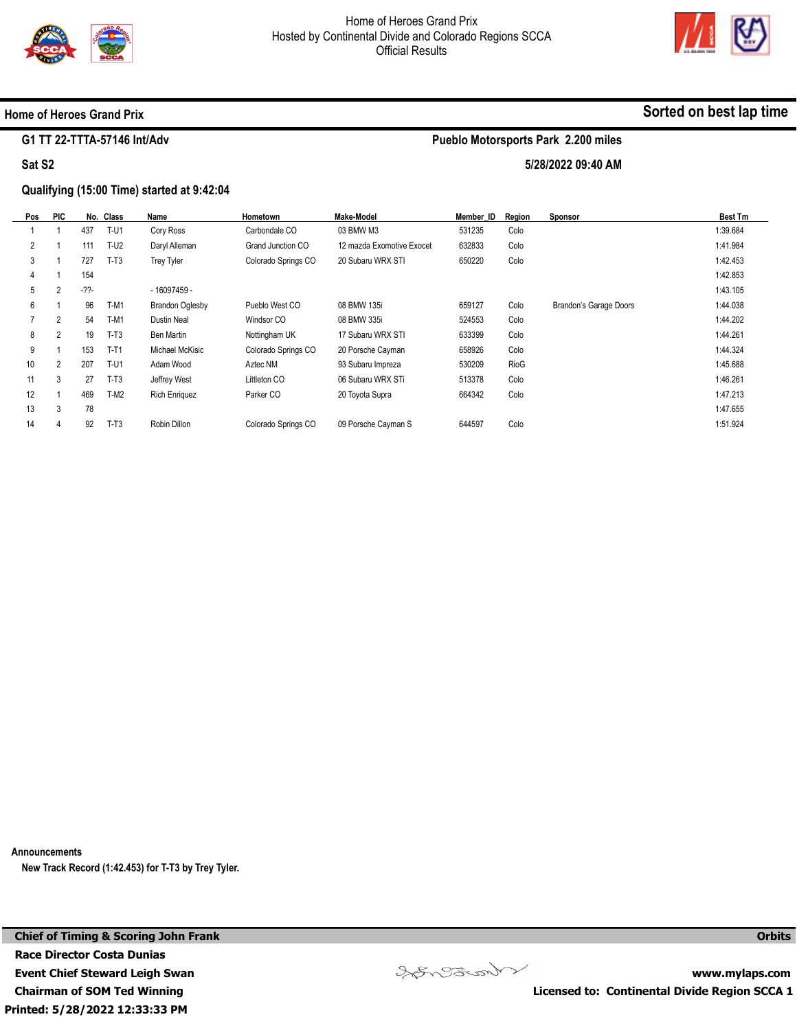Home of Heroes Grand Prix
Hosted by Continental Divide and Colorado Regions SCCA
Official Results

## Home of Heroes Grand Prix

**Sorted on best lap time**

**G1 TT 22-TTTA-57146 Int/Adv** — **Pueblo Motorsports Park 2.200 miles**

**Sat S2** — **5/28/2022 09:40 AM**

**Qualifying (15:00 Time) started at 9:42:04**

| Pos | PIC | No. | Class | Name | Hometown | Make-Model | Member_ID | Region | Sponsor | Best Tm |
|---|---|---|---|---|---|---|---|---|---|---|
| 1 | 1 | 437 | T-U1 | Cory Ross | Carbondale CO | 03 BMW M3 | 531235 | Colo | | 1:39.684 |
| 2 | 1 | 111 | T-U2 | Daryl Alleman | Grand Junction CO | 12 mazda Exomotive Exocet | 632833 | Colo | | 1:41.984 |
| 3 | 1 | 727 | T-T3 | Trey Tyler | Colorado Springs CO | 20 Subaru WRX STI | 650220 | Colo | | 1:42.453 |
| 4 | 1 | 154 | | | | | | | | 1:42.853 |
| 5 | 2 | -??- | | - 16097459 - | | | | | | 1:43.105 |
| 6 | 1 | 96 | T-M1 | Brandon Oglesby | Pueblo West CO | 08 BMW 135i | 659127 | Colo | Brandon's Garage Doors | 1:44.038 |
| 7 | 2 | 54 | T-M1 | Dustin Neal | Windsor CO | 08 BMW 335i | 524553 | Colo | | 1:44.202 |
| 8 | 2 | 19 | T-T3 | Ben Martin | Nottingham UK | 17 Subaru WRX STI | 633399 | Colo | | 1:44.261 |
| 9 | 1 | 153 | T-T1 | Michael McKisic | Colorado Springs CO | 20 Porsche Cayman | 658926 | Colo | | 1:44.324 |
| 10 | 2 | 207 | T-U1 | Adam Wood | Aztec NM | 93 Subaru Impreza | 530209 | RioG | | 1:45.688 |
| 11 | 3 | 27 | T-T3 | Jeffrey West | Littleton CO | 06 Subaru WRX STi | 513378 | Colo | | 1:46.261 |
| 12 | 1 | 469 | T-M2 | Rich Enriquez | Parker CO | 20 Toyota Supra | 664342 | Colo | | 1:47.213 |
| 13 | 3 | 78 | | | | | | | | 1:47.655 |
| 14 | 4 | 92 | T-T3 | Robin Dillon | Colorado Springs CO | 09 Porsche Cayman S | 644597 | Colo | | 1:51.924 |

**Announcements**

New Track Record (1:42.453) for T-T3 by Trey Tyler.

**Chief of Timing & Scoring John Frank**
**Race Director Costa Dunias**
**Event Chief Steward Leigh Swan**
**Chairman of SOM Ted Winning**
**Printed: 5/28/2022 12:33:33 PM**

**Orbits**
**www.mylaps.com**
**Licensed to: Continental Divide Region SCCA 1**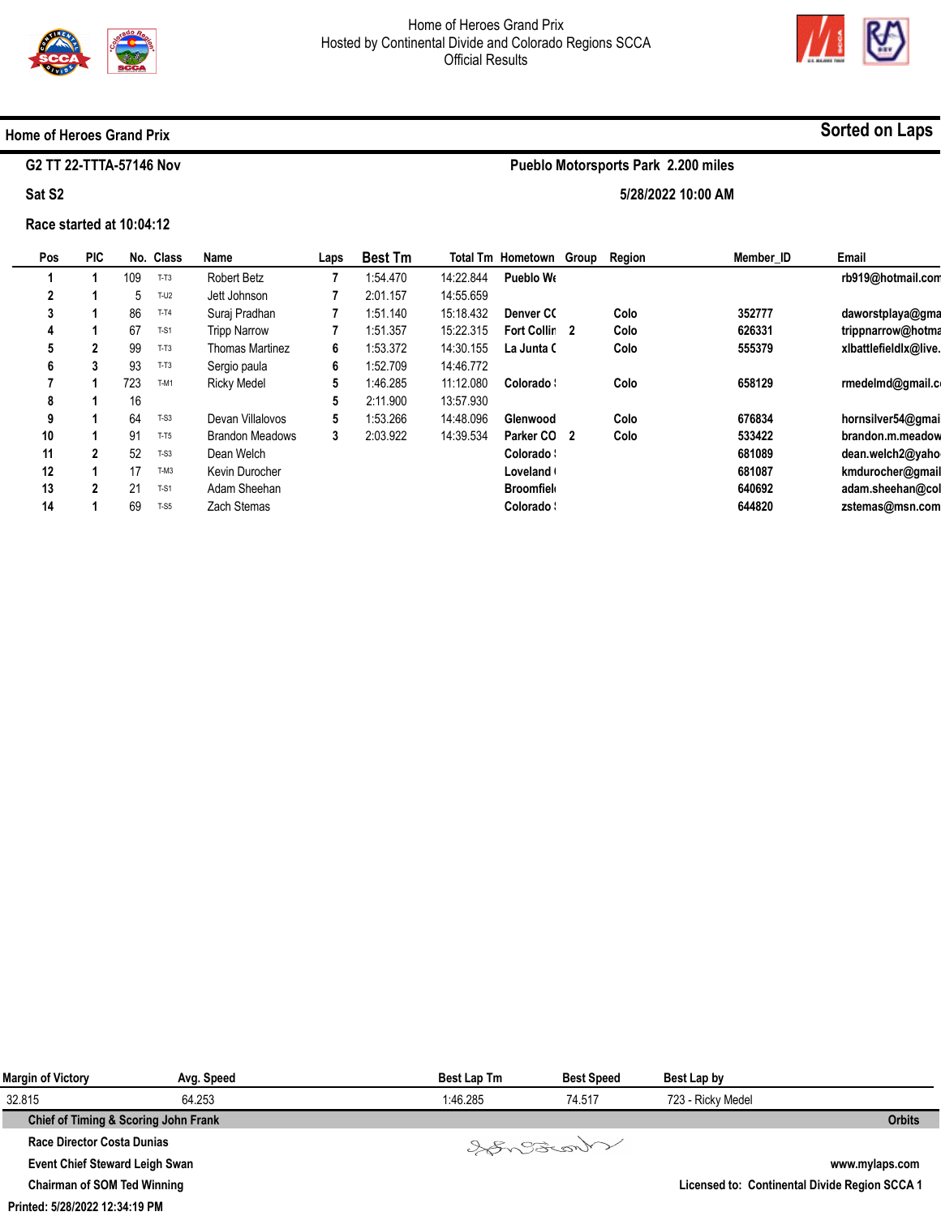Home of Heroes Grand Prix
Hosted by Continental Divide and Colorado Regions SCCA
Official Results

## Home of Heroes Grand Prix

**Sorted on Laps**

**G2 TT 22-TTTA-57146 Nov** — **Pueblo Motorsports Park 2.200 miles**

**Sat S2** — **5/28/2022 10:00 AM**

**Race started at 10:04:12**

| Pos | PIC | No. | Class | Name | Laps | Best Tm | Total Tm | Hometown | Group | Region | Member_ID | Email |
|---|---|---|---|---|---|---|---|---|---|---|---|---|
| 1 | 1 | 109 | T-T3 | Robert Betz | 7 | 1:54.470 | 14:22.844 | Pueblo We | | | | rb919@hotmail.com |
| 2 | 1 | 5 | T-U2 | Jett Johnson | 7 | 2:01.157 | 14:55.659 | | | | | |
| 3 | 1 | 86 | T-T4 | Suraj Pradhan | 7 | 1:51.140 | 15:18.432 | Denver CO | | Colo | 352777 | daworstplaya@gma |
| 4 | 1 | 67 | T-S1 | Tripp Narrow | 7 | 1:51.357 | 15:22.315 | Fort Collin | 2 | Colo | 626331 | trippnarrow@hotma |
| 5 | 2 | 99 | T-T3 | Thomas Martinez | 6 | 1:53.372 | 14:30.155 | La Junta C | | Colo | 555379 | xlbattlefieldlx@live. |
| 6 | 3 | 93 | T-T3 | Sergio paula | 6 | 1:52.709 | 14:46.772 | | | | | |
| 7 | 1 | 723 | T-M1 | Ricky Medel | 5 | 1:46.285 | 11:12.080 | Colorado S | | Colo | 658129 | rmedelmd@gmail.c |
| 8 | 1 | 16 | | | 5 | 2:11.900 | 13:57.930 | | | | | |
| 9 | 1 | 64 | T-S3 | Devan Villalovos | 5 | 1:53.266 | 14:48.096 | Glenwood | | Colo | 676834 | hornsilver54@gmai |
| 10 | 1 | 91 | T-T5 | Brandon Meadows | 3 | 2:03.922 | 14:39.534 | Parker CO | 2 | Colo | 533422 | brandon.m.meadow |
| 11 | 2 | 52 | T-S3 | Dean Welch | | | | Colorado S | | | 681089 | dean.welch2@yaho |
| 12 | 1 | 17 | T-M3 | Kevin Durocher | | | | Loveland ( | | | 681087 | kmdurocher@gmail |
| 13 | 2 | 21 | T-S1 | Adam Sheehan | | | | Broomfiel | | | 640692 | adam.sheehan@col |
| 14 | 1 | 69 | T-S5 | Zach Stemas | | | | Colorado S | | | 644820 | zstemas@msn.com |

| Margin of Victory | Avg. Speed | Best Lap Tm | Best Speed | Best Lap by |
|---|---|---|---|---|
| 32.815 | 64.253 | 1:46.285 | 74.517 | 723 - Ricky Medel |

**Chief of Timing & Scoring John Frank** — **Orbits**

**Race Director Costa Dunias**

**Event Chief Steward Leigh Swan** — **www.mylaps.com**

**Chairman of SOM Ted Winning** — **Licensed to: Continental Divide Region SCCA 1**

**Printed: 5/28/2022 12:34:19 PM**